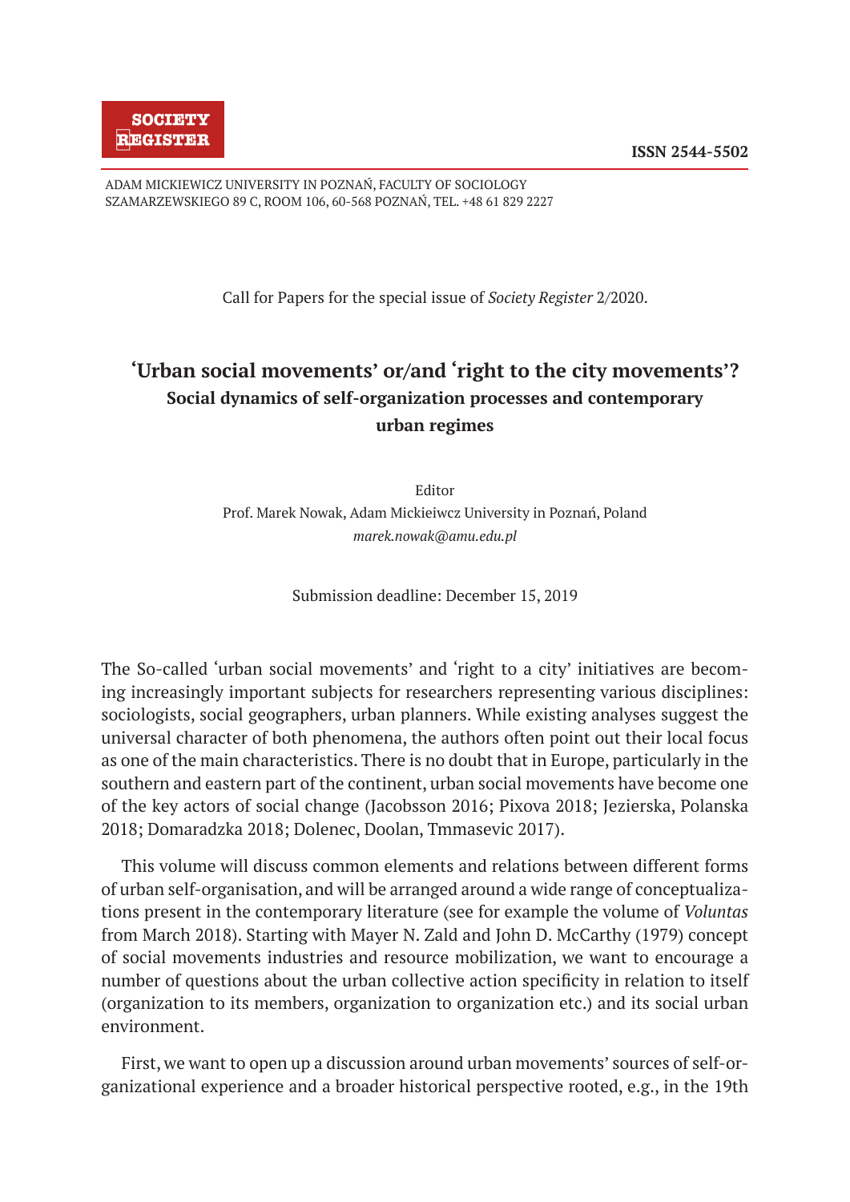SOCIETY REGISTER

**ISSN 2544-5502**

ADAM MICKIEWICZ UNIVERSITY IN POZNAŃ, FACULTY OF SOCIOLOGY
SZAMARZEWSKIEGO 89 C, ROOM 106, 60-568 POZNAŃ, TEL. +48 61 829 2227

Call for Papers for the special issue of *Society Register* 2/2020.

# ‘Urban social movements’ or/and ‘right to the city movements’?

## Social dynamics of self-organization processes and contemporary urban regimes

Editor
Prof. Marek Nowak, Adam Mickieiwcz University in Poznań, Poland
*marek.nowak@amu.edu.pl*

Submission deadline: December 15, 2019

The So-called ‘urban social movements’ and ‘right to a city’ initiatives are becoming increasingly important subjects for researchers representing various disciplines: sociologists, social geographers, urban planners. While existing analyses suggest the universal character of both phenomena, the authors often point out their local focus as one of the main characteristics. There is no doubt that in Europe, particularly in the southern and eastern part of the continent, urban social movements have become one of the key actors of social change (Jacobsson 2016; Pixova 2018; Jezierska, Polanska 2018; Domaradzka 2018; Dolenec, Doolan, Tmmasevic 2017).

This volume will discuss common elements and relations between different forms of urban self-organisation, and will be arranged around a wide range of conceptualizations present in the contemporary literature (see for example the volume of *Voluntas* from March 2018). Starting with Mayer N. Zald and John D. McCarthy (1979) concept of social movements industries and resource mobilization, we want to encourage a number of questions about the urban collective action specificity in relation to itself (organization to its members, organization to organization etc.) and its social urban environment.

First, we want to open up a discussion around urban movements’ sources of self-organizational experience and a broader historical perspective rooted, e.g., in the 19th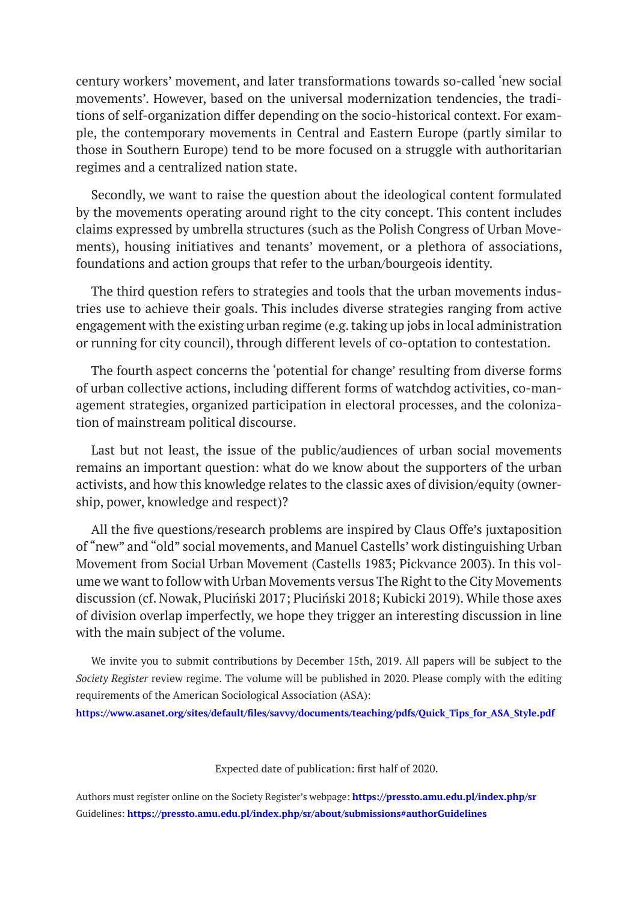century workers' movement, and later transformations towards so-called 'new social movements'. However, based on the universal modernization tendencies, the traditions of self-organization differ depending on the socio-historical context. For example, the contemporary movements in Central and Eastern Europe (partly similar to those in Southern Europe) tend to be more focused on a struggle with authoritarian regimes and a centralized nation state.

Secondly, we want to raise the question about the ideological content formulated by the movements operating around right to the city concept. This content includes claims expressed by umbrella structures (such as the Polish Congress of Urban Movements), housing initiatives and tenants' movement, or a plethora of associations, foundations and action groups that refer to the urban/bourgeois identity.

The third question refers to strategies and tools that the urban movements industries use to achieve their goals. This includes diverse strategies ranging from active engagement with the existing urban regime (e.g. taking up jobs in local administration or running for city council), through different levels of co-optation to contestation.

The fourth aspect concerns the 'potential for change' resulting from diverse forms of urban collective actions, including different forms of watchdog activities, co-management strategies, organized participation in electoral processes, and the colonization of mainstream political discourse.

Last but not least, the issue of the public/audiences of urban social movements remains an important question: what do we know about the supporters of the urban activists, and how this knowledge relates to the classic axes of division/equity (ownership, power, knowledge and respect)?

All the five questions/research problems are inspired by Claus Offe's juxtaposition of "new" and "old" social movements, and Manuel Castells' work distinguishing Urban Movement from Social Urban Movement (Castells 1983; Pickvance 2003). In this volume we want to follow with Urban Movements versus The Right to the City Movements discussion (cf. Nowak, Pluciński 2017; Pluciński 2018; Kubicki 2019). While those axes of division overlap imperfectly, we hope they trigger an interesting discussion in line with the main subject of the volume.

We invite you to submit contributions by December 15th, 2019. All papers will be subject to the *Society Register* review regime. The volume will be published in 2020. Please comply with the editing requirements of the American Sociological Association (ASA):

**https://www.asanet.org/sites/default/files/savvy/documents/teaching/pdfs/Quick_Tips_for_ASA_Style.pdf**

Expected date of publication: first half of 2020.

Authors must register online on the Society Register's webpage: **https://pressto.amu.edu.pl/index.php/sr**

Guidelines: **https://pressto.amu.edu.pl/index.php/sr/about/submissions#authorGuidelines**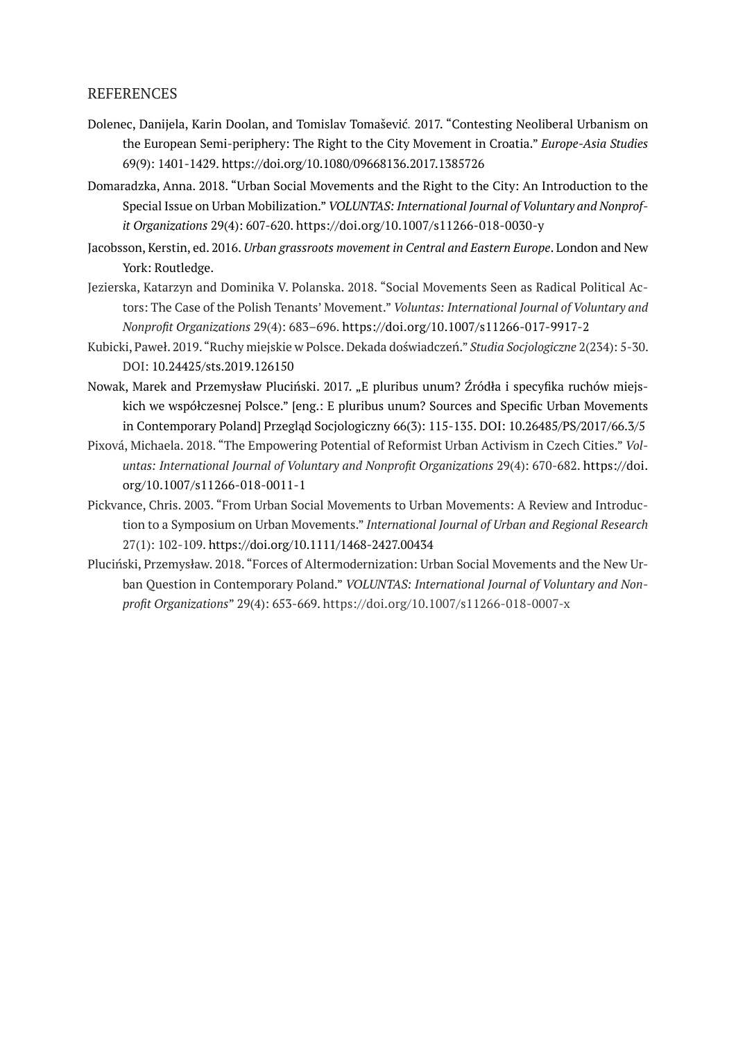## REFERENCES

Dolenec, Danijela, Karin Doolan, and Tomislav Tomašević. 2017. "Contesting Neoliberal Urbanism on the European Semi-periphery: The Right to the City Movement in Croatia." *Europe-Asia Studies* 69(9): 1401-1429. https://doi.org/10.1080/09668136.2017.1385726

Domaradzka, Anna. 2018. "Urban Social Movements and the Right to the City: An Introduction to the Special Issue on Urban Mobilization." *VOLUNTAS: International Journal of Voluntary and Nonprofit Organizations* 29(4): 607-620. https://doi.org/10.1007/s11266-018-0030-y

Jacobsson, Kerstin, ed. 2016. *Urban grassroots movement in Central and Eastern Europe*. London and New York: Routledge.

Jezierska, Katarzyn and Dominika V. Polanska. 2018. "Social Movements Seen as Radical Political Actors: The Case of the Polish Tenants' Movement." *Voluntas: International Journal of Voluntary and Nonprofit Organizations* 29(4): 683–696. https://doi.org/10.1007/s11266-017-9917-2

Kubicki, Paweł. 2019. "Ruchy miejskie w Polsce. Dekada doświadczeń." *Studia Socjologiczne* 2(234): 5-30. DOI: 10.24425/sts.2019.126150

Nowak, Marek and Przemysław Pluciński. 2017. „E pluribus unum? Źródła i specyfika ruchów miejskich we współczesnej Polsce." [eng.: E pluribus unum? Sources and Specific Urban Movements in Contemporary Poland] Przegląd Socjologiczny 66(3): 115-135. DOI: 10.26485/PS/2017/66.3/5

Pixová, Michaela. 2018. "The Empowering Potential of Reformist Urban Activism in Czech Cities." *Voluntas: International Journal of Voluntary and Nonprofit Organizations* 29(4): 670-682. https://doi.org/10.1007/s11266-018-0011-1

Pickvance, Chris. 2003. "From Urban Social Movements to Urban Movements: A Review and Introduction to a Symposium on Urban Movements." *International Journal of Urban and Regional Research* 27(1): 102-109. https://doi.org/10.1111/1468-2427.00434

Pluciński, Przemysław. 2018. "Forces of Altermodernization: Urban Social Movements and the New Urban Question in Contemporary Poland." *VOLUNTAS: International Journal of Voluntary and Nonprofit Organizations*" 29(4): 653-669. https://doi.org/10.1007/s11266-018-0007-x